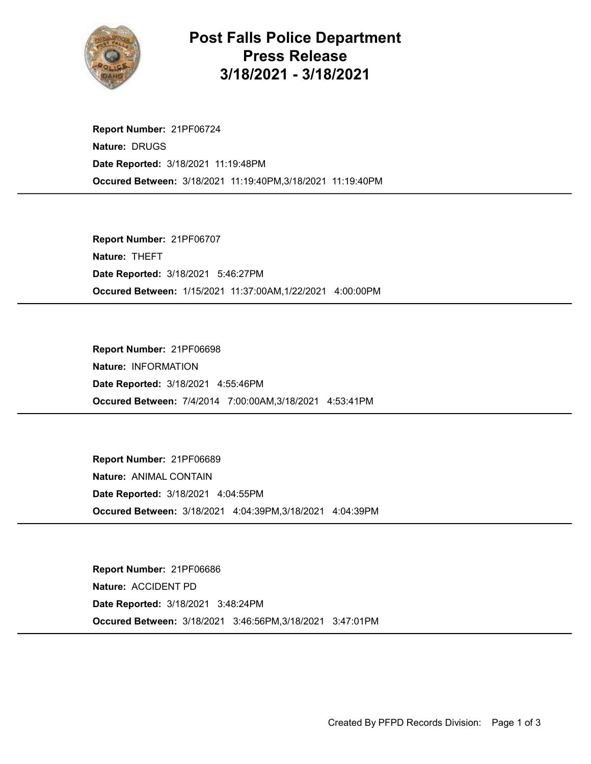# Post Falls Police Department
# Press Release
# 3/18/2021 - 3/18/2021

**Report Number:** 21PF06724
**Nature:** DRUGS
**Date Reported:** 3/18/2021 11:19:48PM
**Occured Between:** 3/18/2021 11:19:40PM,3/18/2021 11:19:40PM

---

**Report Number:** 21PF06707
**Nature:** THEFT
**Date Reported:** 3/18/2021 5:46:27PM
**Occured Between:** 1/15/2021 11:37:00AM,1/22/2021 4:00:00PM

---

**Report Number:** 21PF06698
**Nature:** INFORMATION
**Date Reported:** 3/18/2021 4:55:46PM
**Occured Between:** 7/4/2014 7:00:00AM,3/18/2021 4:53:41PM

---

**Report Number:** 21PF06689
**Nature:** ANIMAL CONTAIN
**Date Reported:** 3/18/2021 4:04:55PM
**Occured Between:** 3/18/2021 4:04:39PM,3/18/2021 4:04:39PM

---

**Report Number:** 21PF06686
**Nature:** ACCIDENT PD
**Date Reported:** 3/18/2021 3:48:24PM
**Occured Between:** 3/18/2021 3:46:56PM,3/18/2021 3:47:01PM

---

Created By PFPD Records Division: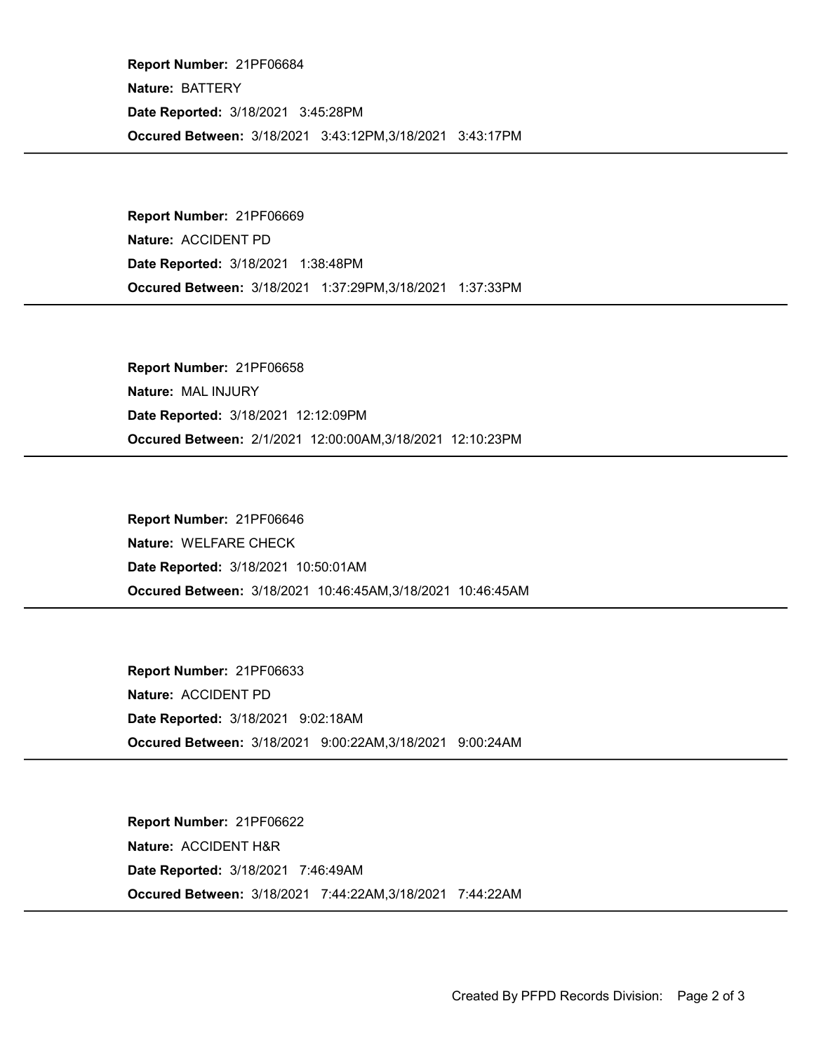**Report Number:** 21PF06684
**Nature:** BATTERY
**Date Reported:** 3/18/2021 3:45:28PM
**Occured Between:** 3/18/2021 3:43:12PM,3/18/2021 3:43:17PM

---

**Report Number:** 21PF06669
**Nature:** ACCIDENT PD
**Date Reported:** 3/18/2021 1:38:48PM
**Occured Between:** 3/18/2021 1:37:29PM,3/18/2021 1:37:33PM

---

**Report Number:** 21PF06658
**Nature:** MAL INJURY
**Date Reported:** 3/18/2021 12:12:09PM
**Occured Between:** 2/1/2021 12:00:00AM,3/18/2021 12:10:23PM

---

**Report Number:** 21PF06646
**Nature:** WELFARE CHECK
**Date Reported:** 3/18/2021 10:50:01AM
**Occured Between:** 3/18/2021 10:46:45AM,3/18/2021 10:46:45AM

---

**Report Number:** 21PF06633
**Nature:** ACCIDENT PD
**Date Reported:** 3/18/2021 9:02:18AM
**Occured Between:** 3/18/2021 9:00:22AM,3/18/2021 9:00:24AM

---

**Report Number:** 21PF06622
**Nature:** ACCIDENT H&R
**Date Reported:** 3/18/2021 7:46:49AM
**Occured Between:** 3/18/2021 7:44:22AM,3/18/2021 7:44:22AM

---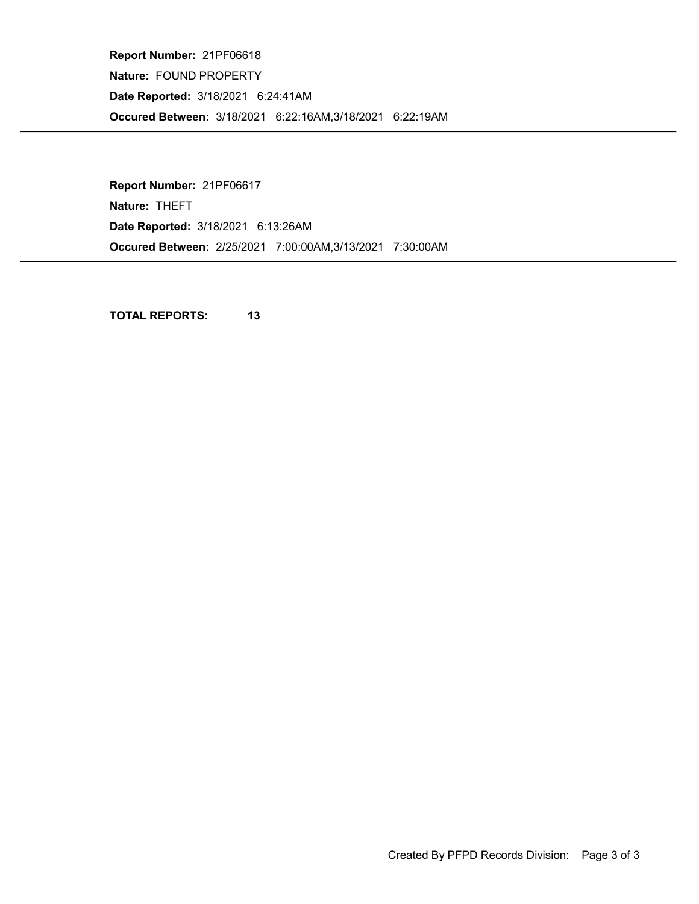**Report Number:** 21PF06618

**Nature:** FOUND PROPERTY

**Date Reported:** 3/18/2021 6:24:41AM

**Occured Between:** 3/18/2021 6:22:16AM,3/18/2021 6:22:19AM

---

**Report Number:** 21PF06617

**Nature:** THEFT

**Date Reported:** 3/18/2021 6:13:26AM

**Occured Between:** 2/25/2021 7:00:00AM,3/13/2021 7:30:00AM

---

**TOTAL REPORTS: 13**

Created By PFPD Records Division: